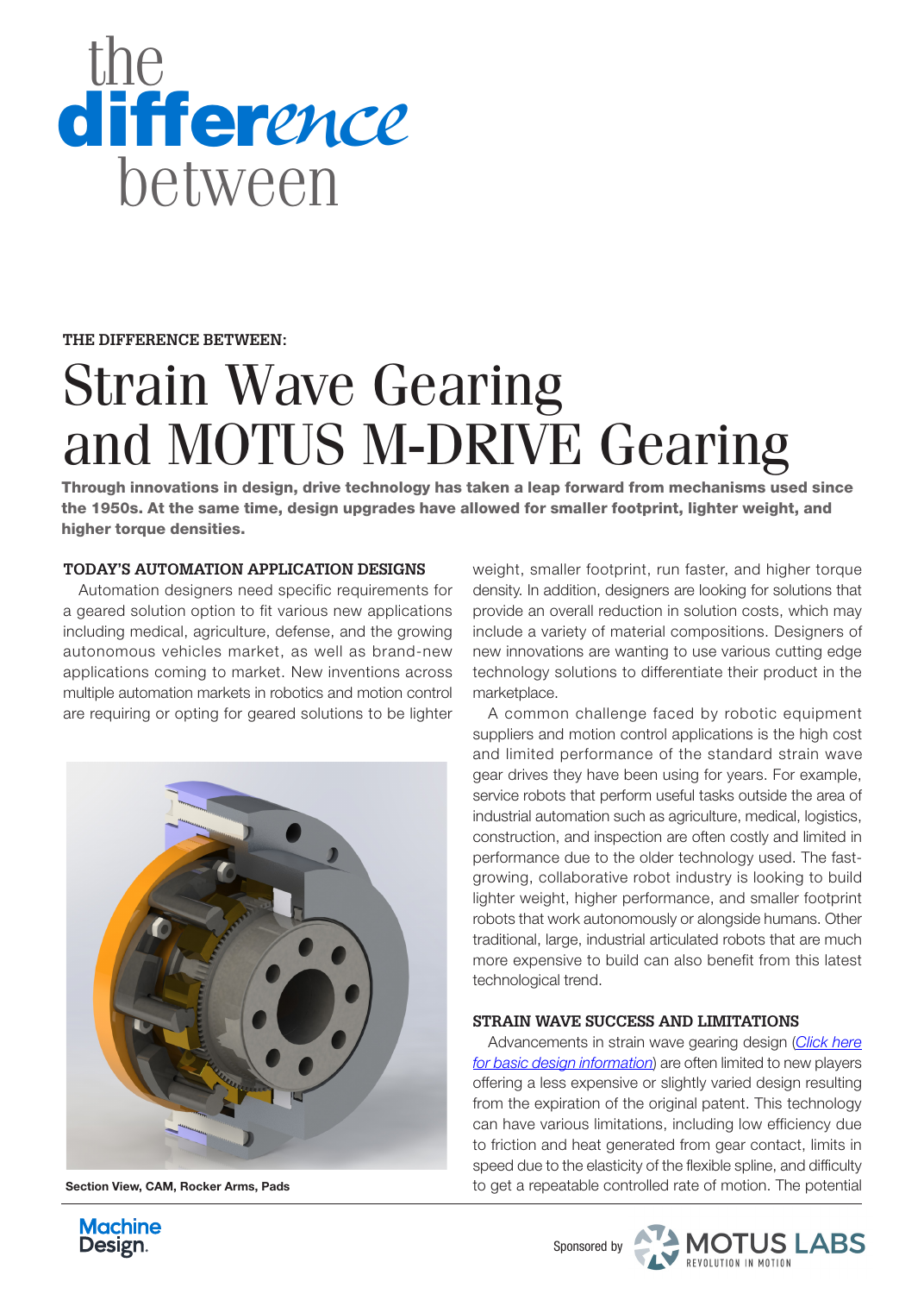# the difference between

**THE DIFFERENCE BETWEEN:**

# Strain Wave Gearing and MOTUS M-DRIVE Gearing

**Through innovations in design, drive technology has taken a leap forward from mechanisms used since the 1950s. At the same time, design upgrades have allowed for smaller footprint, lighter weight, and higher torque densities.**

## TODAY'S AUTOMATION APPLICATION DESIGNS

Automation designers need specific requirements for a geared solution option to fit various new applications including medical, agriculture, defense, and the growing autonomous vehicles market, as well as brand-new applications coming to market. New inventions across multiple automation markets in robotics and motion control are requiring or opting for geared solutions to be lighter weight, smaller footprint, run faster, and higher torque density. In addition, designers are looking for solutions that provide an overall reduction in solution costs, which may include a variety of material compositions. Designers of new innovations are wanting to use various cutting edge technology solutions to differentiate their product in the marketplace.

Section View, CAM, Rocker Arms, Pads

A common challenge faced by robotic equipment suppliers and motion control applications is the high cost and limited performance of the standard strain wave gear drives they have been using for years. For example, service robots that perform useful tasks outside the area of industrial automation such as agriculture, medical, logistics, construction, and inspection are often costly and limited in performance due to the older technology used. The fast-growing, collaborative robot industry is looking to build lighter weight, higher performance, and smaller footprint robots that work autonomously or alongside humans. Other traditional, large, industrial articulated robots that are much more expensive to build can also benefit from this latest technological trend.

## STRAIN WAVE SUCCESS AND LIMITATIONS

Advancements in strain wave gearing design (*Click here for basic design information*) are often limited to new players offering a less expensive or slightly varied design resulting from the expiration of the original patent. This technology can have various limitations, including low efficiency due to friction and heat generated from gear contact, limits in speed due to the elasticity of the flexible spline, and difficulty to get a repeatable controlled rate of motion. The potential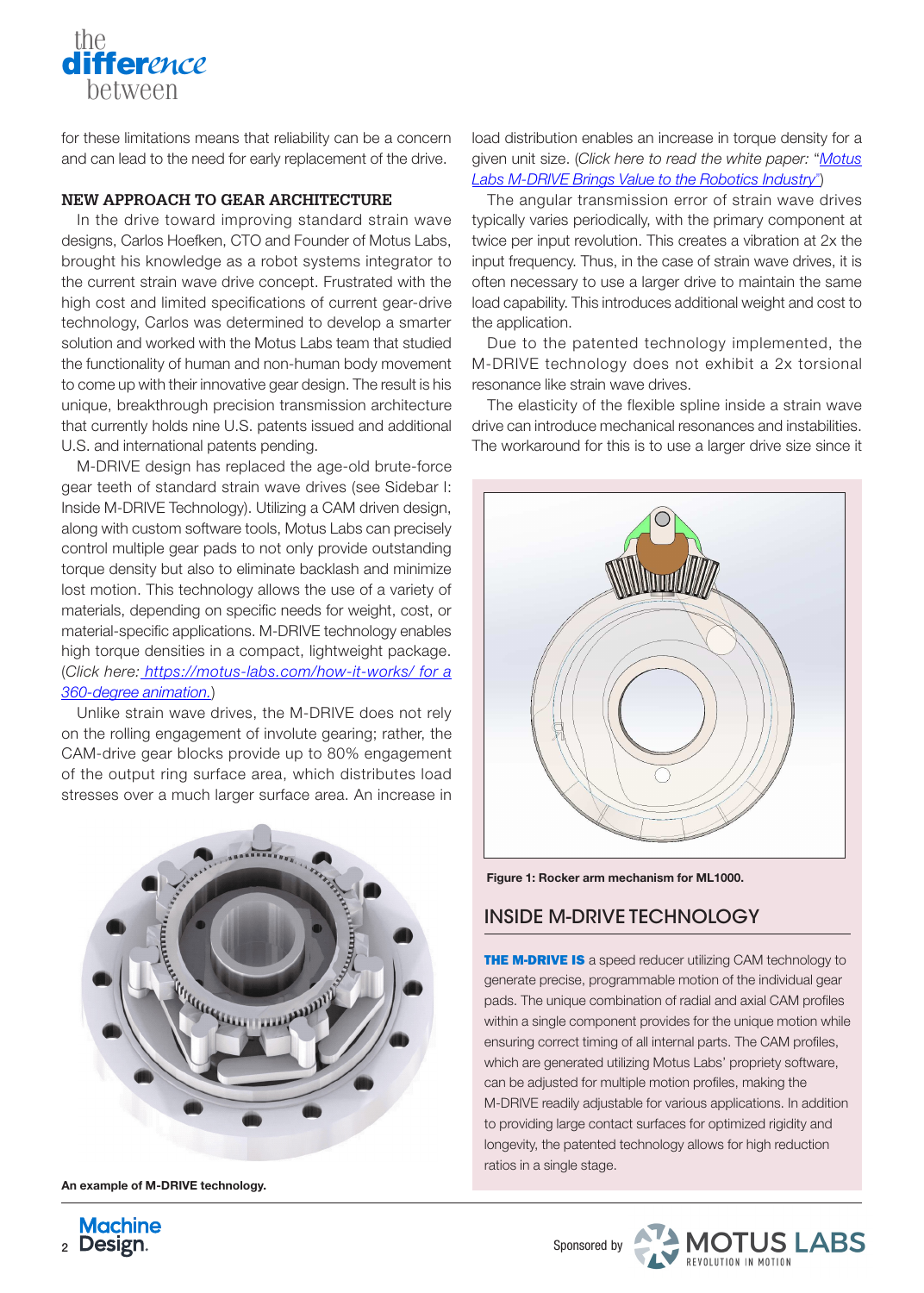for these limitations means that reliability can be a concern and can lead to the need for early replacement of the drive.

## NEW APPROACH TO GEAR ARCHITECTURE

In the drive toward improving standard strain wave designs, Carlos Hoefken, CTO and Founder of Motus Labs, brought his knowledge as a robot systems integrator to the current strain wave drive concept. Frustrated with the high cost and limited specifications of current gear-drive technology, Carlos was determined to develop a smarter solution and worked with the Motus Labs team that studied the functionality of human and non-human body movement to come up with their innovative gear design. The result is his unique, breakthrough precision transmission architecture that currently holds nine U.S. patents issued and additional U.S. and international patents pending.

M-DRIVE design has replaced the age-old brute-force gear teeth of standard strain wave drives (see Sidebar I: Inside M-DRIVE Technology). Utilizing a CAM driven design, along with custom software tools, Motus Labs can precisely control multiple gear pads to not only provide outstanding torque density but also to eliminate backlash and minimize lost motion. This technology allows the use of a variety of materials, depending on specific needs for weight, cost, or material-specific applications. M-DRIVE technology enables high torque densities in a compact, lightweight package. (*Click here:* https://motus-labs.com/how-it-works/ for a 360-degree animation.)

Unlike strain wave drives, the M-DRIVE does not rely on the rolling engagement of involute gearing; rather, the CAM-drive gear blocks provide up to 80% engagement of the output ring surface area, which distributes load stresses over a much larger surface area. An increase in load distribution enables an increase in torque density for a given unit size. (*Click here to read the white paper: "Motus Labs M-DRIVE Brings Value to the Robotics Industry"*)

An example of M-DRIVE technology.

The angular transmission error of strain wave drives typically varies periodically, with the primary component at twice per input revolution. This creates a vibration at 2x the input frequency. Thus, in the case of strain wave drives, it is often necessary to use a larger drive to maintain the same load capability. This introduces additional weight and cost to the application.

Due to the patented technology implemented, the M-DRIVE technology does not exhibit a 2x torsional resonance like strain wave drives.

The elasticity of the flexible spline inside a strain wave drive can introduce mechanical resonances and instabilities. The workaround for this is to use a larger drive size since it

**Figure 1: Rocker arm mechanism for ML1000.**

## INSIDE M-DRIVE TECHNOLOGY

**THE M-DRIVE IS** a speed reducer utilizing CAM technology to generate precise, programmable motion of the individual gear pads. The unique combination of radial and axial CAM profiles within a single component provides for the unique motion while ensuring correct timing of all internal parts. The CAM profiles, which are generated utilizing Motus Labs' propriety software, can be adjusted for multiple motion profiles, making the M-DRIVE readily adjustable for various applications. In addition to providing large contact surfaces for optimized rigidity and longevity, the patented technology allows for high reduction ratios in a single stage.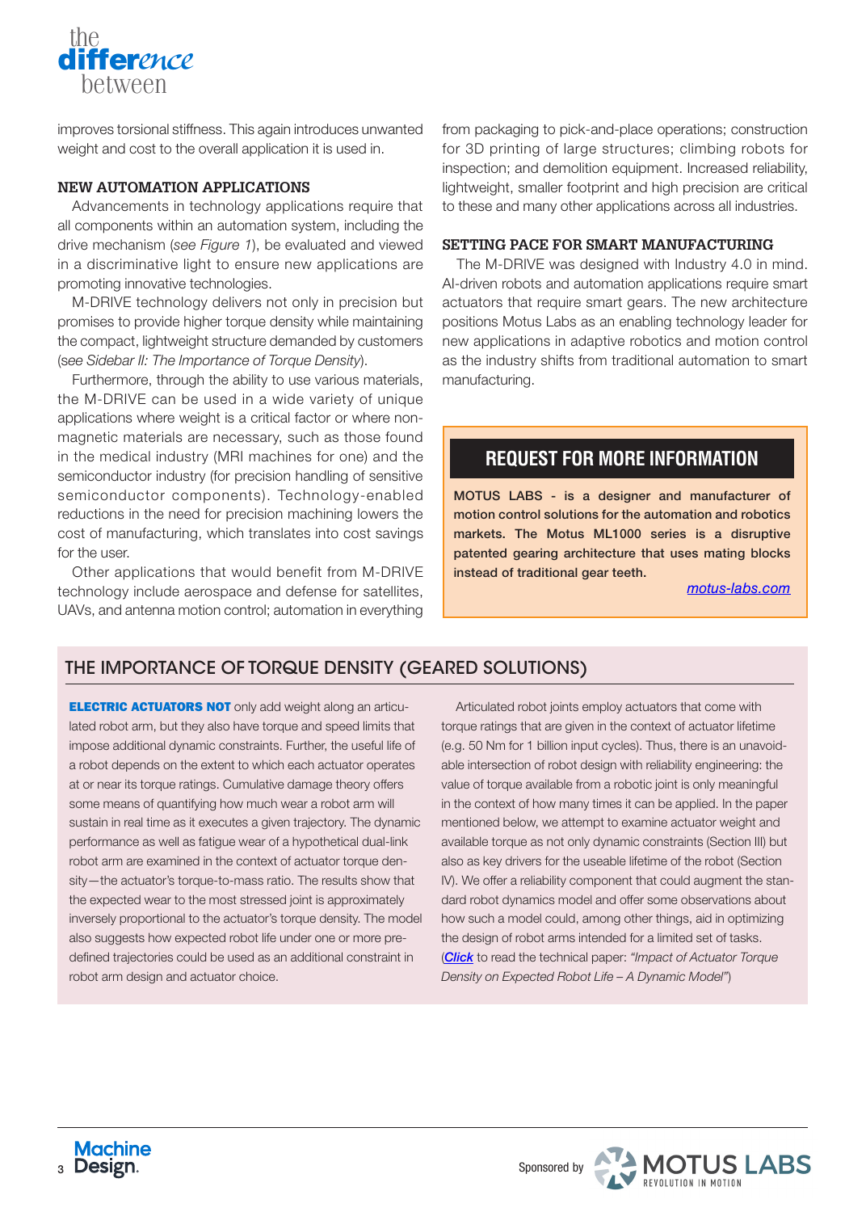improves torsional stiffness. This again introduces unwanted weight and cost to the overall application it is used in.

## NEW AUTOMATION APPLICATIONS

Advancements in technology applications require that all components within an automation system, including the drive mechanism (*see Figure 1*), be evaluated and viewed in a discriminative light to ensure new applications are promoting innovative technologies.

M-DRIVE technology delivers not only in precision but promises to provide higher torque density while maintaining the compact, lightweight structure demanded by customers (*see Sidebar II: The Importance of Torque Density*).

Furthermore, through the ability to use various materials, the M-DRIVE can be used in a wide variety of unique applications where weight is a critical factor or where non-magnetic materials are necessary, such as those found in the medical industry (MRI machines for one) and the semiconductor industry (for precision handling of sensitive semiconductor components). Technology-enabled reductions in the need for precision machining lowers the cost of manufacturing, which translates into cost savings for the user.

Other applications that would benefit from M-DRIVE technology include aerospace and defense for satellites, UAVs, and antenna motion control; automation in everything from packaging to pick-and-place operations; construction for 3D printing of large structures; climbing robots for inspection; and demolition equipment. Increased reliability, lightweight, smaller footprint and high precision are critical to these and many other applications across all industries.

## SETTING PACE FOR SMART MANUFACTURING

The M-DRIVE was designed with Industry 4.0 in mind. AI-driven robots and automation applications require smart actuators that require smart gears. The new architecture positions Motus Labs as an enabling technology leader for new applications in adaptive robotics and motion control as the industry shifts from traditional automation to smart manufacturing.

### REQUEST FOR MORE INFORMATION

**MOTUS LABS - is a designer and manufacturer of motion control solutions for the automation and robotics markets. The Motus ML1000 series is a disruptive patented gearing architecture that uses mating blocks instead of traditional gear teeth.**

*motus-labs.com*

## THE IMPORTANCE OF TORQUE DENSITY (GEARED SOLUTIONS)

**ELECTRIC ACTUATORS NOT** only add weight along an articulated robot arm, but they also have torque and speed limits that impose additional dynamic constraints. Further, the useful life of a robot depends on the extent to which each actuator operates at or near its torque ratings. Cumulative damage theory offers some means of quantifying how much wear a robot arm will sustain in real time as it executes a given trajectory. The dynamic performance as well as fatigue wear of a hypothetical dual-link robot arm are examined in the context of actuator torque density—the actuator's torque-to-mass ratio. The results show that the expected wear to the most stressed joint is approximately inversely proportional to the actuator's torque density. The model also suggests how expected robot life under one or more predefined trajectories could be used as an additional constraint in robot arm design and actuator choice.

Articulated robot joints employ actuators that come with torque ratings that are given in the context of actuator lifetime (e.g. 50 Nm for 1 billion input cycles). Thus, there is an unavoidable intersection of robot design with reliability engineering: the value of torque available from a robotic joint is only meaningful in the context of how many times it can be applied. In the paper mentioned below, we attempt to examine actuator weight and available torque as not only dynamic constraints (Section III) but also as key drivers for the useable lifetime of the robot (Section IV). We offer a reliability component that could augment the standard robot dynamics model and offer some observations about how such a model could, among other things, aid in optimizing the design of robot arms intended for a limited set of tasks. (***Click*** to read the technical paper: *"Impact of Actuator Torque Density on Expected Robot Life – A Dynamic Model"*)